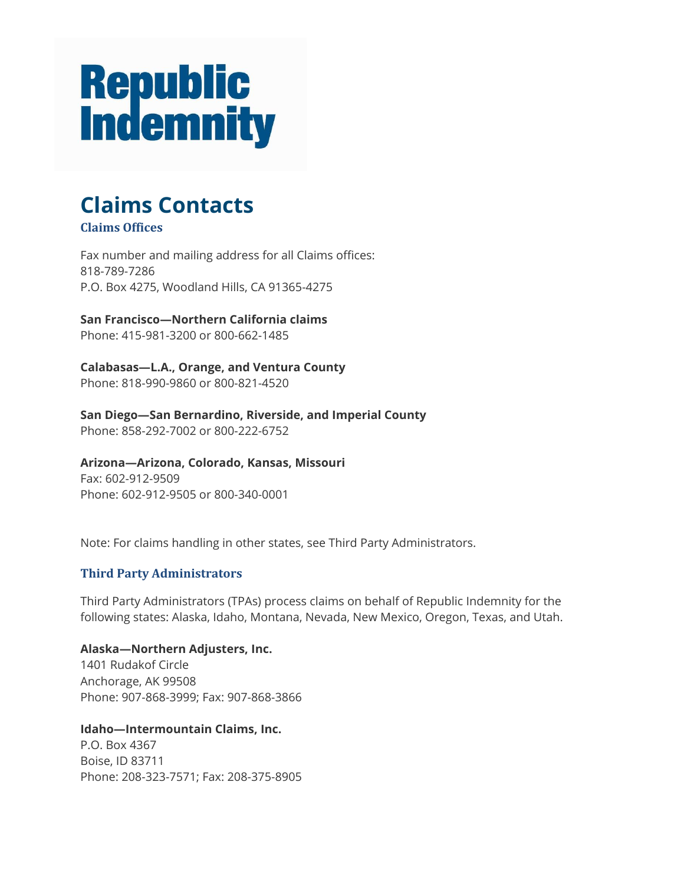Republic Indemnity

# Claims Contacts

## Claims Offices

Fax number and mailing address for all Claims offices:
818-789-7286
P.O. Box 4275, Woodland Hills, CA 91365-4275

**San Francisco—Northern California claims**
Phone: 415-981-3200 or 800-662-1485

**Calabasas—L.A., Orange, and Ventura County**
Phone: 818-990-9860 or 800-821-4520

**San Diego—San Bernardino, Riverside, and Imperial County**
Phone: 858-292-7002 or 800-222-6752

**Arizona—Arizona, Colorado, Kansas, Missouri**
Fax: 602-912-9509
Phone: 602-912-9505 or 800-340-0001

Note: For claims handling in other states, see Third Party Administrators.

## Third Party Administrators

Third Party Administrators (TPAs) process claims on behalf of Republic Indemnity for the following states: Alaska, Idaho, Montana, Nevada, New Mexico, Oregon, Texas, and Utah.

**Alaska—Northern Adjusters, Inc.**
1401 Rudakof Circle
Anchorage, AK 99508
Phone: 907-868-3999; Fax: 907-868-3866

**Idaho—Intermountain Claims, Inc.**
P.O. Box 4367
Boise, ID 83711
Phone: 208-323-7571; Fax: 208-375-8905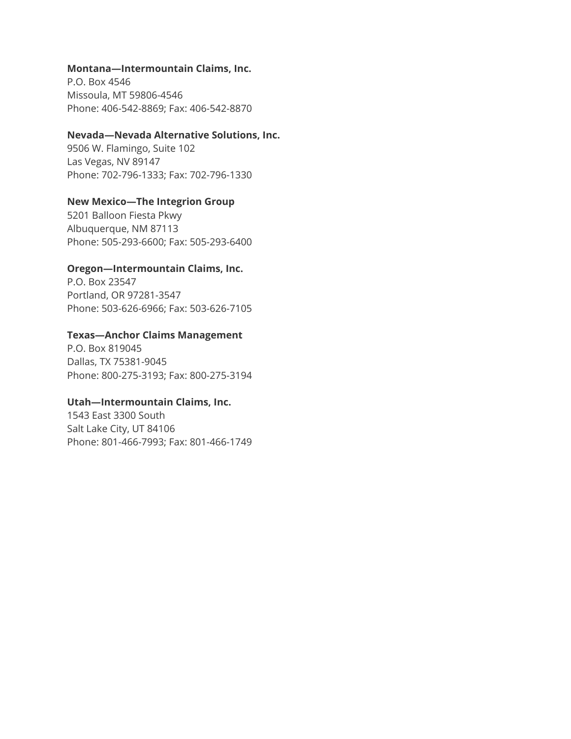**Montana—Intermountain Claims, Inc.**
P.O. Box 4546
Missoula, MT 59806-4546
Phone: 406-542-8869; Fax: 406-542-8870

**Nevada—Nevada Alternative Solutions, Inc.**
9506 W. Flamingo, Suite 102
Las Vegas, NV 89147
Phone: 702-796-1333; Fax: 702-796-1330

**New Mexico—The Integrion Group**
5201 Balloon Fiesta Pkwy
Albuquerque, NM 87113
Phone: 505-293-6600; Fax: 505-293-6400

**Oregon—Intermountain Claims, Inc.**
P.O. Box 23547
Portland, OR 97281-3547
Phone: 503-626-6966; Fax: 503-626-7105

**Texas—Anchor Claims Management**
P.O. Box 819045
Dallas, TX 75381-9045
Phone: 800-275-3193; Fax: 800-275-3194

**Utah—Intermountain Claims, Inc.**
1543 East 3300 South
Salt Lake City, UT 84106
Phone: 801-466-7993; Fax: 801-466-1749